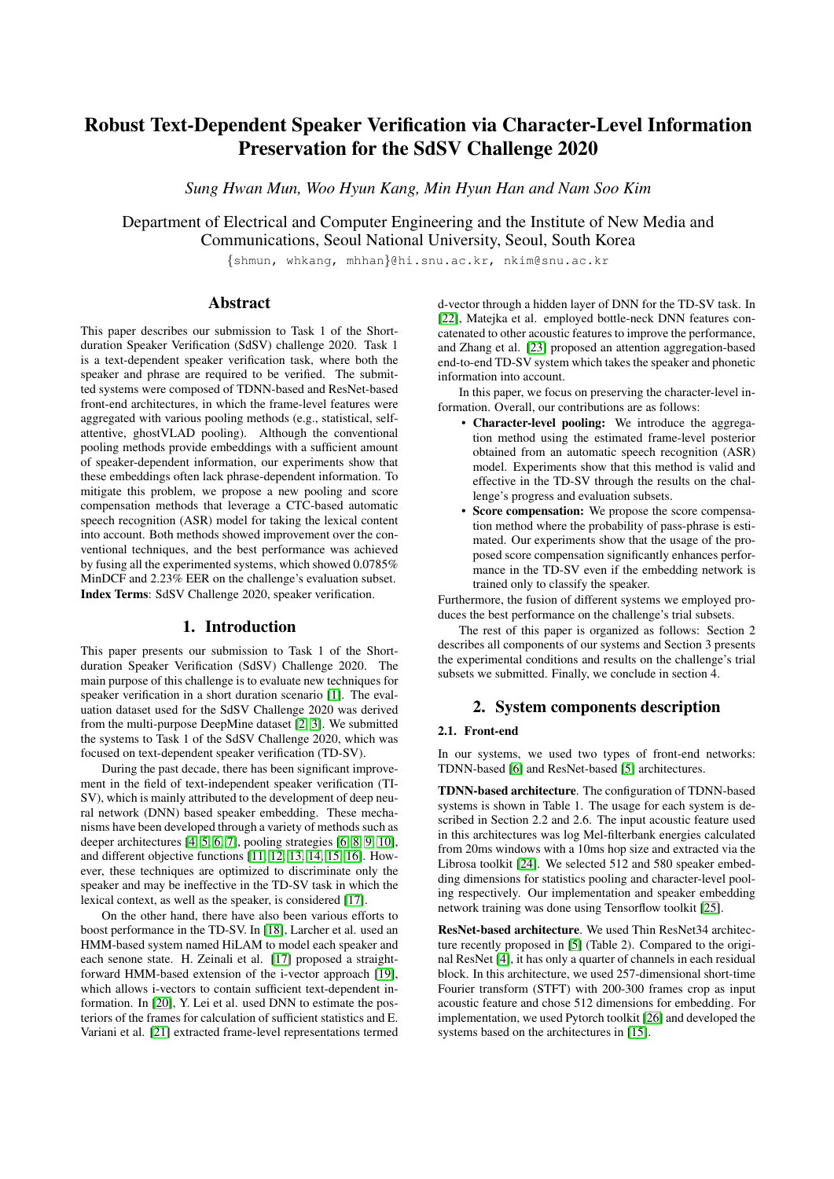# Robust Text-Dependent Speaker Verification via Character-Level Information Preservation for the SdSV Challenge 2020

*Sung Hwan Mun, Woo Hyun Kang, Min Hyun Han and Nam Soo Kim*

Department of Electrical and Computer Engineering and the Institute of New Media and Communications, Seoul National University, Seoul, South Korea

{shmun, whkang, mhhan}@hi.snu.ac.kr, nkim@snu.ac.kr

## Abstract

This paper describes our submission to Task 1 of the Short-duration Speaker Verification (SdSV) challenge 2020. Task 1 is a text-dependent speaker verification task, where both the speaker and phrase are required to be verified. The submitted systems were composed of TDNN-based and ResNet-based front-end architectures, in which the frame-level features were aggregated with various pooling methods (e.g., statistical, self-attentive, ghostVLAD pooling). Although the conventional pooling methods provide embeddings with a sufficient amount of speaker-dependent information, our experiments show that these embeddings often lack phrase-dependent information. To mitigate this problem, we propose a new pooling and score compensation methods that leverage a CTC-based automatic speech recognition (ASR) model for taking the lexical content into account. Both methods showed improvement over the conventional techniques, and the best performance was achieved by fusing all the experimented systems, which showed 0.0785% MinDCF and 2.23% EER on the challenge's evaluation subset.

**Index Terms**: SdSV Challenge 2020, speaker verification.

## 1. Introduction

This paper presents our submission to Task 1 of the Short-duration Speaker Verification (SdSV) Challenge 2020. The main purpose of this challenge is to evaluate new techniques for speaker verification in a short duration scenario [1]. The evaluation dataset used for the SdSV Challenge 2020 was derived from the multi-purpose DeepMine dataset [2, 3]. We submitted the systems to Task 1 of the SdSV Challenge 2020, which was focused on text-dependent speaker verification (TD-SV).

During the past decade, there has been significant improvement in the field of text-independent speaker verification (TI-SV), which is mainly attributed to the development of deep neural network (DNN) based speaker embedding. These mechanisms have been developed through a variety of methods such as deeper architectures [4, 5, 6, 7], pooling strategies [6, 8, 9, 10], and different objective functions [11, 12, 13, 14, 15, 16]. However, these techniques are optimized to discriminate only the speaker and may be ineffective in the TD-SV task in which the lexical context, as well as the speaker, is considered [17].

On the other hand, there have also been various efforts to boost performance in the TD-SV. In [18], Larcher et al. used an HMM-based system named HiLAM to model each speaker and each senone state. H. Zeinali et al. [17] proposed a straightforward HMM-based extension of the i-vector approach [19], which allows i-vectors to contain sufficient text-dependent information. In [20], Y. Lei et al. used DNN to estimate the posteriors of the frames for calculation of sufficient statistics and E. Variani et al. [21] extracted frame-level representations termed d-vector through a hidden layer of DNN for the TD-SV task. In [22], Matejka et al. employed bottle-neck DNN features concatenated to other acoustic features to improve the performance, and Zhang et al. [23] proposed an attention aggregation-based end-to-end TD-SV system which takes the speaker and phonetic information into account.

In this paper, we focus on preserving the character-level information. Overall, our contributions are as follows:

- **Character-level pooling:** We introduce the aggregation method using the estimated frame-level posterior obtained from an automatic speech recognition (ASR) model. Experiments show that this method is valid and effective in the TD-SV through the results on the challenge's progress and evaluation subsets.
- **Score compensation:** We propose the score compensation method where the probability of pass-phrase is estimated. Our experiments show that the usage of the proposed score compensation significantly enhances performance in the TD-SV even if the embedding network is trained only to classify the speaker.

Furthermore, the fusion of different systems we employed produces the best performance on the challenge's trial subsets.

The rest of this paper is organized as follows: Section 2 describes all components of our systems and Section 3 presents the experimental conditions and results on the challenge's trial subsets we submitted. Finally, we conclude in section 4.

## 2. System components description

### 2.1. Front-end

In our systems, we used two types of front-end networks: TDNN-based [6] and ResNet-based [5] architectures.

**TDNN-based architecture**. The configuration of TDNN-based systems is shown in Table 1. The usage for each system is described in Section 2.2 and 2.6. The input acoustic feature used in this architectures was log Mel-filterbank energies calculated from 20ms windows with a 10ms hop size and extracted via the Librosa toolkit [24]. We selected 512 and 580 speaker embedding dimensions for statistics pooling and character-level pooling respectively. Our implementation and speaker embedding network training was done using Tensorflow toolkit [25].

**ResNet-based architecture**. We used Thin ResNet34 architecture recently proposed in [5] (Table 2). Compared to the original ResNet [4], it has only a quarter of channels in each residual block. In this architecture, we used 257-dimensional short-time Fourier transform (STFT) with 200-300 frames crop as input acoustic feature and chose 512 dimensions for embedding. For implementation, we used Pytorch toolkit [26] and developed the systems based on the architectures in [15].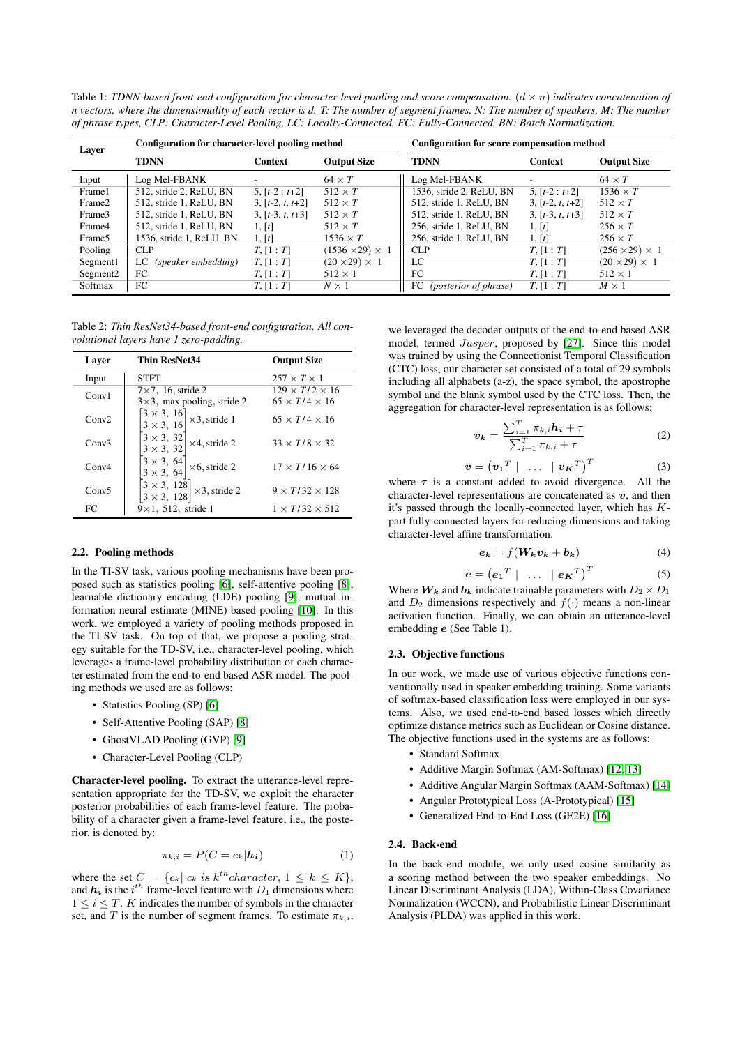Table 1: *TDNN-based front-end configuration for character-level pooling and score compensation. $(d \times n)$ indicates concatenation of n vectors, where the dimensionality of each vector is d. T: The number of segment frames, N: The number of speakers, M: The number of phrase types, CLP: Character-Level Pooling, LC: Locally-Connected, FC: Fully-Connected, BN: Batch Normalization.*

| Layer | Configuration for character-level pooling method | | | Configuration for score compensation method | | |
|---|---|---|---|---|---|---|
| | **TDNN** | **Context** | **Output Size** | **TDNN** | **Context** | **Output Size** |
| Input | Log Mel-FBANK | - | $64 \times T$ | Log Mel-FBANK | - | $64 \times T$ |
| Frame1 | 512, stride 2, ReLU, BN | 5, $[t\text{-}2 : t\text{+}2]$ | $512 \times T$ | 1536, stride 2, ReLU, BN | 5, $[t\text{-}2 : t\text{+}2]$ | $1536 \times T$ |
| Frame2 | 512, stride 1, ReLU, BN | 3, $[t\text{-}2, t, t\text{+}2]$ | $512 \times T$ | 512, stride 1, ReLU, BN | 3, $[t\text{-}2, t, t\text{+}2]$ | $512 \times T$ |
| Frame3 | 512, stride 1, ReLU, BN | 3, $[t\text{-}3, t, t\text{+}3]$ | $512 \times T$ | 512, stride 1, ReLU, BN | 3, $[t\text{-}3, t, t\text{+}3]$ | $512 \times T$ |
| Frame4 | 512, stride 1, ReLU, BN | 1, $[t]$ | $512 \times T$ | 256, stride 1, ReLU, BN | 1, $[t]$ | $256 \times T$ |
| Frame5 | 1536, stride 1, ReLU, BN | 1, $[t]$ | $1536 \times T$ | 256, stride 1, ReLU, BN | 1, $[t]$ | $256 \times T$ |
| Pooling | CLP | $T$, $[1 : T]$ | $(1536 \times 29) \times 1$ | CLP | $T$, $[1 : T]$ | $(256 \times 29) \times 1$ |
| Segment1 | LC *(speaker embedding)* | $T$, $[1 : T]$ | $(20 \times 29) \times 1$ | LC | $T$, $[1 : T]$ | $(20 \times 29) \times 1$ |
| Segment2 | FC | $T$, $[1 : T]$ | $512 \times 1$ | FC | $T$, $[1 : T]$ | $512 \times 1$ |
| Softmax | FC | $T$, $[1 : T]$ | $N \times 1$ | FC *(posterior of phrase)* | $T$, $[1 : T]$ | $M \times 1$ |

Table 2: *Thin ResNet34-based front-end configuration. All convolutional layers have 1 zero-padding.*

| Layer | Thin ResNet34 | Output Size |
|---|---|---|
| Input | STFT | $257 \times T \times 1$ |
| Conv1 | $7\times7$, 16, stride 2; $3\times3$, max pooling, stride 2 | $129 \times T/2 \times 16$; $65 \times T/4 \times 16$ |
| Conv2 | $\begin{bmatrix} 3\times3, & 16 \\ 3\times3, & 16 \end{bmatrix} \times 3$, stride 1 | $65 \times T/4 \times 16$ |
| Conv3 | $\begin{bmatrix} 3\times3, & 32 \\ 3\times3, & 32 \end{bmatrix} \times 4$, stride 2 | $33 \times T/8 \times 32$ |
| Conv4 | $\begin{bmatrix} 3\times3, & 64 \\ 3\times3, & 64 \end{bmatrix} \times 6$, stride 2 | $17 \times T/16 \times 64$ |
| Conv5 | $\begin{bmatrix} 3\times3, & 128 \\ 3\times3, & 128 \end{bmatrix} \times 3$, stride 2 | $9 \times T/32 \times 128$ |
| FC | $9\times1$, 512, stride 1 | $1 \times T/32 \times 512$ |

### 2.2. Pooling methods

In the TI-SV task, various pooling mechanisms have been proposed such as statistics pooling [6], self-attentive pooling [8], learnable dictionary encoding (LDE) pooling [9], mutual information neural estimate (MINE) based pooling [10]. In this work, we employed a variety of pooling methods proposed in the TI-SV task. On top of that, we propose a pooling strategy suitable for the TD-SV, i.e., character-level pooling, which leverages a frame-level probability distribution of each character estimated from the end-to-end based ASR model. The pooling methods we used are as follows:

- Statistics Pooling (SP) [6]
- Self-Attentive Pooling (SAP) [8]
- GhostVLAD Pooling (GVP) [9]
- Character-Level Pooling (CLP)

**Character-level pooling.** To extract the utterance-level representation appropriate for the TD-SV, we exploit the character posterior probabilities of each frame-level feature. The probability of a character given a frame-level feature, i.e., the posterior, is denoted by:

$$\pi_{k,i} = P(C = c_k | \boldsymbol{h_i}) \tag{1}$$

where the set $C = \{c_k | \; c_k \; is \; k^{th} character, \; 1 \leq k \leq K\}$, and $\boldsymbol{h_i}$ is the $i^{th}$ frame-level feature with $D_1$ dimensions where $1 \leq i \leq T$. $K$ indicates the number of symbols in the character set, and $T$ is the number of segment frames. To estimate $\pi_{k,i}$, we leveraged the decoder outputs of the end-to-end based ASR model, termed $Jasper$, proposed by [27]. Since this model was trained by using the Connectionist Temporal Classification (CTC) loss, our character set consisted of a total of 29 symbols including all alphabets (a-z), the space symbol, the apostrophe symbol and the blank symbol used by the CTC loss. Then, the aggregation for character-level representation is as follows:

$$\boldsymbol{v_k} = \frac{\sum_{i=1}^{T} \pi_{k,i} \boldsymbol{h_i} + \tau}{\sum_{i=1}^{T} \pi_{k,i} + \tau} \tag{2}$$

$$\boldsymbol{v} = \left(\boldsymbol{v_1}^T \;|\; \ldots \;|\; \boldsymbol{v_K}^T\right)^T \tag{3}$$

where $\tau$ is a constant added to avoid divergence. All the character-level representations are concatenated as $\boldsymbol{v}$, and then it's passed through the locally-connected layer, which has $K$-part fully-connected layers for reducing dimensions and taking character-level affine transformation.

$$\boldsymbol{e_k} = f(\boldsymbol{W_k} \boldsymbol{v_k} + \boldsymbol{b_k}) \tag{4}$$

$$\boldsymbol{e} = \left(\boldsymbol{e_1}^T \;|\; \ldots \;|\; \boldsymbol{e_K}^T\right)^T \tag{5}$$

Where $\boldsymbol{W_k}$ and $\boldsymbol{b_k}$ indicate trainable parameters with $D_2 \times D_1$ and $D_2$ dimensions respectively and $f(\cdot)$ means a non-linear activation function. Finally, we can obtain an utterance-level embedding $\boldsymbol{e}$ (See Table 1).

### 2.3. Objective functions

In our work, we made use of various objective functions conventionally used in speaker embedding training. Some variants of softmax-based classification loss were employed in our systems. Also, we used end-to-end based losses which directly optimize distance metrics such as Euclidean or Cosine distance. The objective functions used in the systems are as follows:

- Standard Softmax
- Additive Margin Softmax (AM-Softmax) [12, 13]
- Additive Angular Margin Softmax (AAM-Softmax) [14]
- Angular Prototypical Loss (A-Prototypical) [15]
- Generalized End-to-End Loss (GE2E) [16]

### 2.4. Back-end

In the back-end module, we only used cosine similarity as a scoring method between the two speaker embeddings. No Linear Discriminant Analysis (LDA), Within-Class Covariance Normalization (WCCN), and Probabilistic Linear Discriminant Analysis (PLDA) was applied in this work.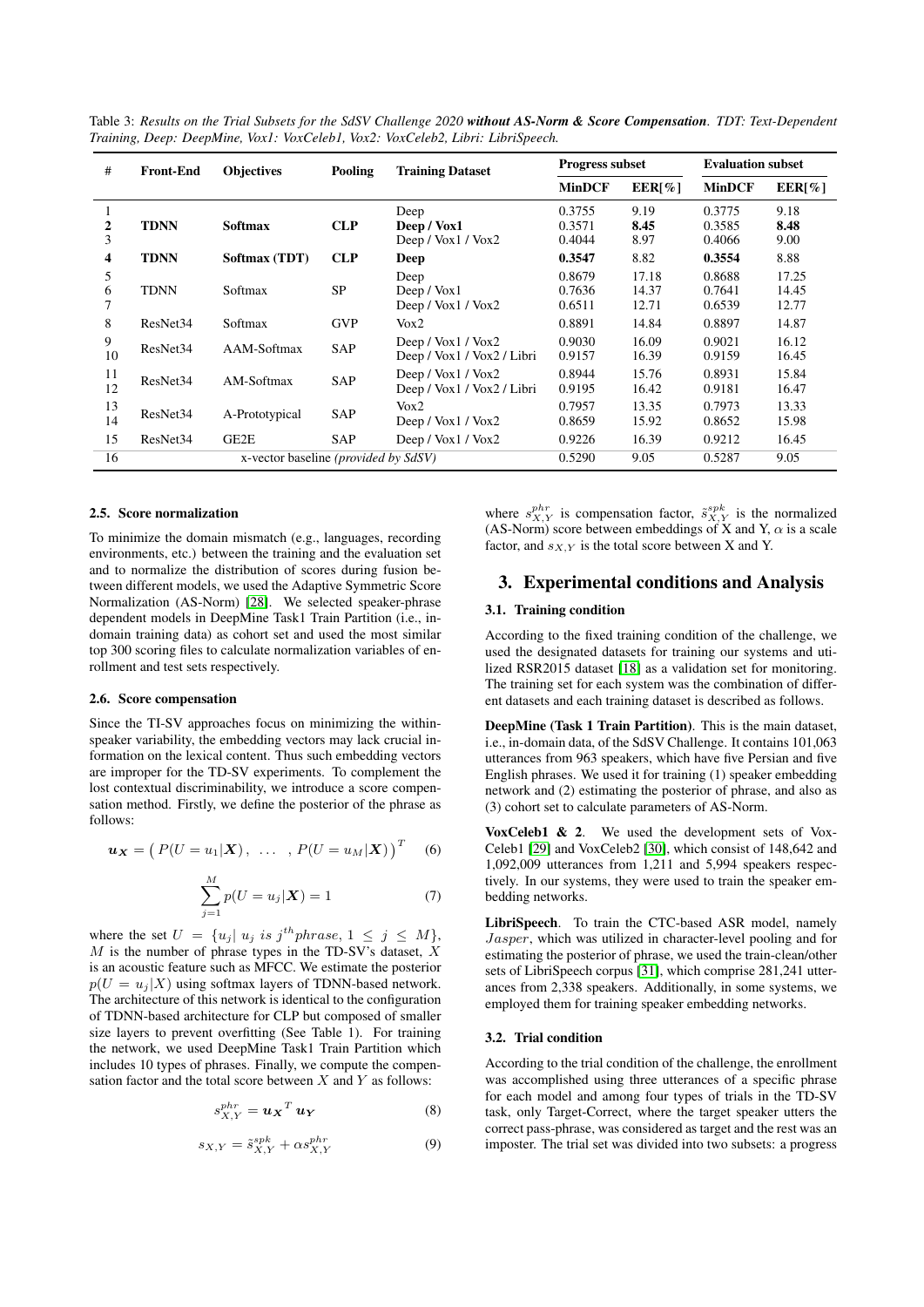Table 3: *Results on the Trial Subsets for the SdSV Challenge 2020* ***without AS-Norm & Score Compensation****. TDT: Text-Dependent Training, Deep: DeepMine, Vox1: VoxCeleb1, Vox2: VoxCeleb2, Libri: LibriSpeech.*

| # | Front-End | Objectives | Pooling | Training Dataset | Progress subset | | Evaluation subset | |
|---|---|---|---|---|---|---|---|---|
| | | | | | MinDCF | EER[%] | MinDCF | EER[%] |
| 1 | TDNN | Softmax | CLP | Deep | 0.3755 | 9.19 | 0.3775 | 9.18 |
| **2** | **TDNN** | **Softmax** | **CLP** | **Deep / Vox1** | 0.3571 | **8.45** | 0.3585 | **8.48** |
| 3 | TDNN | Softmax | CLP | Deep / Vox1 / Vox2 | 0.4044 | 8.97 | 0.4066 | 9.00 |
| **4** | **TDNN** | **Softmax (TDT)** | **CLP** | **Deep** | **0.3547** | 8.82 | **0.3554** | 8.88 |
| 5 | TDNN | Softmax | SP | Deep | 0.8679 | 17.18 | 0.8688 | 17.25 |
| 6 | TDNN | Softmax | SP | Deep / Vox1 | 0.7636 | 14.37 | 0.7641 | 14.45 |
| 7 | TDNN | Softmax | SP | Deep / Vox1 / Vox2 | 0.6511 | 12.71 | 0.6539 | 12.77 |
| 8 | ResNet34 | Softmax | GVP | Vox2 | 0.8891 | 14.84 | 0.8897 | 14.87 |
| 9 | ResNet34 | AAM-Softmax | SAP | Deep / Vox1 / Vox2 | 0.9030 | 16.09 | 0.9021 | 16.12 |
| 10 | ResNet34 | AAM-Softmax | SAP | Deep / Vox1 / Vox2 / Libri | 0.9157 | 16.39 | 0.9159 | 16.45 |
| 11 | ResNet34 | AM-Softmax | SAP | Deep / Vox1 / Vox2 | 0.8944 | 15.76 | 0.8931 | 15.84 |
| 12 | ResNet34 | AM-Softmax | SAP | Deep / Vox1 / Vox2 / Libri | 0.9195 | 16.42 | 0.9181 | 16.47 |
| 13 | ResNet34 | A-Prototypical | SAP | Vox2 | 0.7957 | 13.35 | 0.7973 | 13.33 |
| 14 | ResNet34 | A-Prototypical | SAP | Deep / Vox1 / Vox2 | 0.8659 | 15.92 | 0.8652 | 15.98 |
| 15 | ResNet34 | GE2E | SAP | Deep / Vox1 / Vox2 | 0.9226 | 16.39 | 0.9212 | 16.45 |
| 16 | x-vector baseline *(provided by SdSV)* | | | | 0.5290 | 9.05 | 0.5287 | 9.05 |

### 2.5. Score normalization

To minimize the domain mismatch (e.g., languages, recording environments, etc.) between the training and the evaluation set and to normalize the distribution of scores during fusion between different models, we used the Adaptive Symmetric Score Normalization (AS-Norm) [28]. We selected speaker-phrase dependent models in DeepMine Task1 Train Partition (i.e., in-domain training data) as cohort set and used the most similar top 300 scoring files to calculate normalization variables of enrollment and test sets respectively.

### 2.6. Score compensation

Since the TI-SV approaches focus on minimizing the within-speaker variability, the embedding vectors may lack crucial information on the lexical content. Thus such embedding vectors are improper for the TD-SV experiments. To complement the lost contextual discriminability, we introduce a score compensation method. Firstly, we define the posterior of the phrase as follows:

$$\boldsymbol{u_X} = \left( P(U = u_1|\boldsymbol{X}),\ \dots\ ,\ P(U = u_M|\boldsymbol{X}) \right)^T \quad (6)$$

$$\sum_{j=1}^{M} p(U = u_j|\boldsymbol{X}) = 1 \quad (7)$$

where the set $U = \{u_j|\ u_j\ is\ j^{th}phrase,\ 1 \leq j \leq M\}$, $M$ is the number of phrase types in the TD-SV's dataset, $X$ is an acoustic feature such as MFCC. We estimate the posterior $p(U = u_j|X)$ using softmax layers of TDNN-based network. The architecture of this network is identical to the configuration of TDNN-based architecture for CLP but composed of smaller size layers to prevent overfitting (See Table 1). For training the network, we used DeepMine Task1 Train Partition which includes 10 types of phrases. Finally, we compute the compensation factor and the total score between $X$ and $Y$ as follows:

$$s^{phr}_{X,Y} = \boldsymbol{u_X}^T \boldsymbol{u_Y} \quad (8)$$

$$s_{X,Y} = \tilde{s}^{spk}_{X,Y} + \alpha s^{phr}_{X,Y} \quad (9)$$

where $s^{phr}_{X,Y}$ is compensation factor, $\tilde{s}^{spk}_{X,Y}$ is the normalized (AS-Norm) score between embeddings of X and Y, $\alpha$ is a scale factor, and $s_{X,Y}$ is the total score between X and Y.

## 3. Experimental conditions and Analysis

### 3.1. Training condition

According to the fixed training condition of the challenge, we used the designated datasets for training our systems and utilized RSR2015 dataset [18] as a validation set for monitoring. The training set for each system was the combination of different datasets and each training dataset is described as follows.

**DeepMine (Task 1 Train Partition)**. This is the main dataset, i.e., in-domain data, of the SdSV Challenge. It contains 101,063 utterances from 963 speakers, which have five Persian and five English phrases. We used it for training (1) speaker embedding network and (2) estimating the posterior of phrase, and also as (3) cohort set to calculate parameters of AS-Norm.

**VoxCeleb1 & 2**. We used the development sets of VoxCeleb1 [29] and VoxCeleb2 [30], which consist of 148,642 and 1,092,009 utterances from 1,211 and 5,994 speakers respectively. In our systems, they were used to train the speaker embedding networks.

**LibriSpeech**. To train the CTC-based ASR model, namely *Jasper*, which was utilized in character-level pooling and for estimating the posterior of phrase, we used the train-clean/other sets of LibriSpeech corpus [31], which comprise 281,241 utterances from 2,338 speakers. Additionally, in some systems, we employed them for training speaker embedding networks.

### 3.2. Trial condition

According to the trial condition of the challenge, the enrollment was accomplished using three utterances of a specific phrase for each model and among four types of trials in the TD-SV task, only Target-Correct, where the target speaker utters the correct pass-phrase, was considered as target and the rest was an imposter. The trial set was divided into two subsets: a progress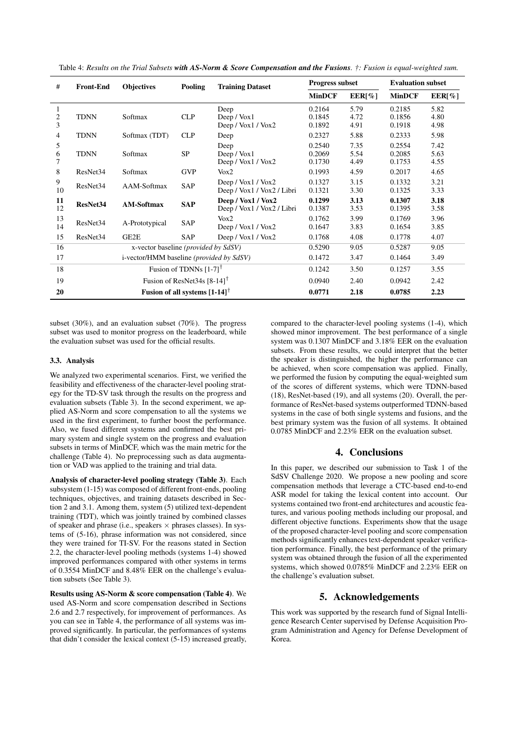Table 4: *Results on the Trial Subsets* ***with AS-Norm & Score Compensation and the Fusions****. †: Fusion is equal-weighted sum.*

| # | Front-End | Objectives | Pooling | Training Dataset | Progress subset | | Evaluation subset | |
|---|---|---|---|---|---|---|---|---|
| | | | | | **MinDCF** | **EER[%]** | **MinDCF** | **EER[%]** |
| 1 | TDNN | Softmax | CLP | Deep | 0.2164 | 5.79 | 0.2185 | 5.82 |
| 2 | | | | Deep / Vox1 | 0.1845 | 4.72 | 0.1856 | 4.80 |
| 3 | | | | Deep / Vox1 / Vox2 | 0.1892 | 4.91 | 0.1918 | 4.98 |
| 4 | TDNN | Softmax (TDT) | CLP | Deep | 0.2327 | 5.88 | 0.2333 | 5.98 |
| 5 | TDNN | Softmax | SP | Deep | 0.2540 | 7.35 | 0.2554 | 7.42 |
| 6 | | | | Deep / Vox1 | 0.2069 | 5.54 | 0.2085 | 5.63 |
| 7 | | | | Deep / Vox1 / Vox2 | 0.1730 | 4.49 | 0.1753 | 4.55 |
| 8 | ResNet34 | Softmax | GVP | Vox2 | 0.1993 | 4.59 | 0.2017 | 4.65 |
| 9 | ResNet34 | AAM-Softmax | SAP | Deep / Vox1 / Vox2 | 0.1327 | 3.15 | 0.1332 | 3.21 |
| 10 | | | | Deep / Vox1 / Vox2 / Libri | 0.1321 | 3.30 | 0.1325 | 3.33 |
| **11** | **ResNet34** | **AM-Softmax** | **SAP** | **Deep / Vox1 / Vox2** | **0.1299** | **3.13** | **0.1307** | **3.18** |
| 12 | | | | Deep / Vox1 / Vox2 / Libri | 0.1387 | 3.53 | 0.1395 | 3.58 |
| 13 | ResNet34 | A-Prototypical | SAP | Vox2 | 0.1762 | 3.99 | 0.1769 | 3.96 |
| 14 | | | | Deep / Vox1 / Vox2 | 0.1647 | 3.83 | 0.1654 | 3.85 |
| 15 | ResNet34 | GE2E | SAP | Deep / Vox1 / Vox2 | 0.1768 | 4.08 | 0.1778 | 4.07 |
| 16 | x-vector baseline *(provided by SdSV)* | | | | 0.5290 | 9.05 | 0.5287 | 9.05 |
| 17 | i-vector/HMM baseline *(provided by SdSV)* | | | | 0.1472 | 3.47 | 0.1464 | 3.49 |
| 18 | Fusion of TDNNs [1-7]† | | | | 0.1242 | 3.50 | 0.1257 | 3.55 |
| 19 | Fusion of ResNet34s [8-14]† | | | | 0.0940 | 2.40 | 0.0942 | 2.42 |
| **20** | **Fusion of all systems [1-14]†** | | | | **0.0771** | **2.18** | **0.0785** | **2.23** |

subset (30%), and an evaluation subset (70%). The progress subset was used to monitor progress on the leaderboard, while the evaluation subset was used for the official results.

### 3.3. Analysis

We analyzed two experimental scenarios. First, we verified the feasibility and effectiveness of the character-level pooling strategy for the TD-SV task through the results on the progress and evaluation subsets (Table 3). In the second experiment, we applied AS-Norm and score compensation to all the systems we used in the first experiment, to further boost the performance. Also, we fused different systems and confirmed the best primary system and single system on the progress and evaluation subsets in terms of MinDCF, which was the main metric for the challenge (Table 4). No preprocessing such as data augmentation or VAD was applied to the training and trial data.

**Analysis of character-level pooling strategy (Table 3)**. Each subsystem (1-15) was composed of different front-ends, pooling techniques, objectives, and training datasets described in Section 2 and 3.1. Among them, system (5) utilized text-dependent training (TDT), which was jointly trained by combined classes of speaker and phrase (i.e., speakers $\times$ phrases classes). In systems of (5-16), phrase information was not considered, since they were trained for TI-SV. For the reasons stated in Section 2.2, the character-level pooling methods (systems 1-4) showed improved performances compared with other systems in terms of 0.3554 MinDCF and 8.48% EER on the challenge's evaluation subsets (See Table 3).

**Results using AS-Norm & score compensation (Table 4)**. We used AS-Norm and score compensation described in Sections 2.6 and 2.7 respectively, for improvement of performances. As you can see in Table 4, the performance of all systems was improved significantly. In particular, the performances of systems that didn't consider the lexical context (5-15) increased greatly, compared to the character-level pooling systems (1-4), which showed minor improvement. The best performance of a single system was 0.1307 MinDCF and 3.18% EER on the evaluation subsets. From these results, we could interpret that the better the speaker is distinguished, the higher the performance can be achieved, when score compensation was applied. Finally, we performed the fusion by computing the equal-weighted sum of the scores of different systems, which were TDNN-based (18), ResNet-based (19), and all systems (20). Overall, the performance of ResNet-based systems outperformed TDNN-based systems in the case of both single systems and fusions, and the best primary system was the fusion of all systems. It obtained 0.0785 MinDCF and 2.23% EER on the evaluation subset.

## 4. Conclusions

In this paper, we described our submission to Task 1 of the SdSV Challenge 2020. We propose a new pooling and score compensation methods that leverage a CTC-based end-to-end ASR model for taking the lexical content into account. Our systems contained two front-end architectures and acoustic features, and various pooling methods including our proposal, and different objective functions. Experiments show that the usage of the proposed character-level pooling and score compensation methods significantly enhances text-dependent speaker verification performance. Finally, the best performance of the primary system was obtained through the fusion of all the experimented systems, which showed 0.0785% MinDCF and 2.23% EER on the challenge's evaluation subset.

## 5. Acknowledgements

This work was supported by the research fund of Signal Intelligence Research Center supervised by Defense Acquisition Program Administration and Agency for Defense Development of Korea.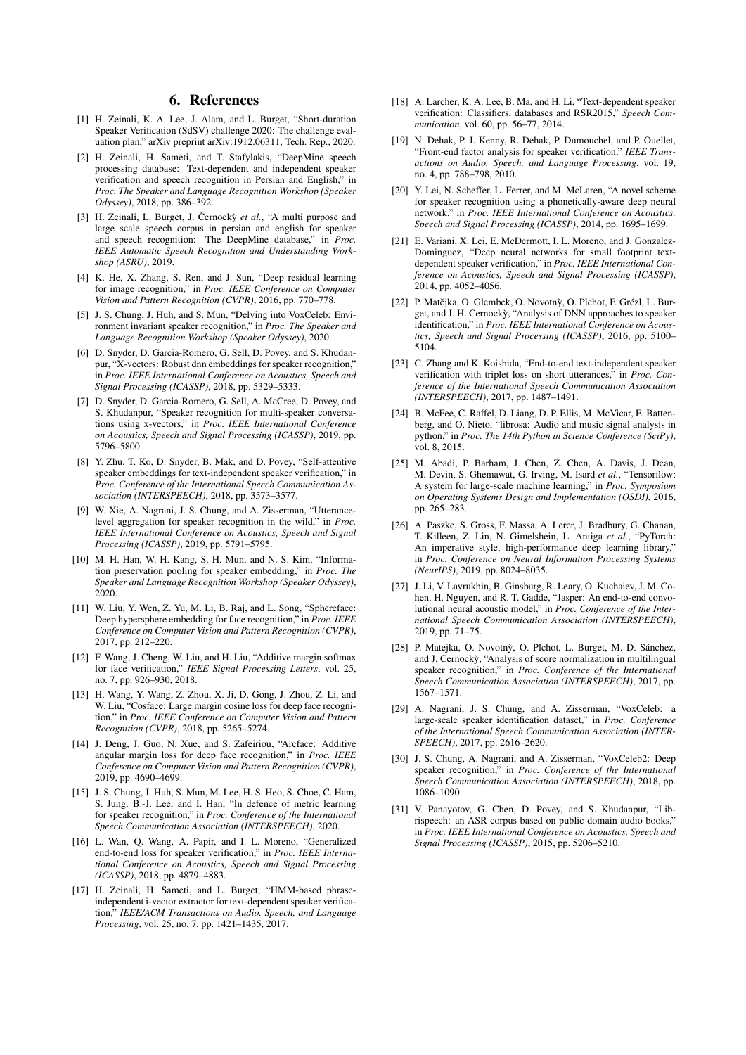## 6. References

[1] H. Zeinali, K. A. Lee, J. Alam, and L. Burget, "Short-duration Speaker Verification (SdSV) challenge 2020: The challenge evaluation plan," arXiv preprint arXiv:1912.06311, Tech. Rep., 2020.

[2] H. Zeinali, H. Sameti, and T. Stafylakis, "DeepMine speech processing database: Text-dependent and independent speaker verification and speech recognition in Persian and English," in *Proc. The Speaker and Language Recognition Workshop (Speaker Odyssey)*, 2018, pp. 386–392.

[3] H. Zeinali, L. Burget, J. Černocký *et al.*, "A multi purpose and large scale speech corpus in persian and english for speaker and speech recognition: The DeepMine database," in *Proc. IEEE Automatic Speech Recognition and Understanding Workshop (ASRU)*, 2019.

[4] K. He, X. Zhang, S. Ren, and J. Sun, "Deep residual learning for image recognition," in *Proc. IEEE Conference on Computer Vision and Pattern Recognition (CVPR)*, 2016, pp. 770–778.

[5] J. S. Chung, J. Huh, and S. Mun, "Delving into VoxCeleb: Environment invariant speaker recognition," in *Proc. The Speaker and Language Recognition Workshop (Speaker Odyssey)*, 2020.

[6] D. Snyder, D. Garcia-Romero, G. Sell, D. Povey, and S. Khudanpur, "X-vectors: Robust dnn embeddings for speaker recognition," in *Proc. IEEE International Conference on Acoustics, Speech and Signal Processing (ICASSP)*, 2018, pp. 5329–5333.

[7] D. Snyder, D. Garcia-Romero, G. Sell, A. McCree, D. Povey, and S. Khudanpur, "Speaker recognition for multi-speaker conversations using x-vectors," in *Proc. IEEE International Conference on Acoustics, Speech and Signal Processing (ICASSP)*, 2019, pp. 5796–5800.

[8] Y. Zhu, T. Ko, D. Snyder, B. Mak, and D. Povey, "Self-attentive speaker embeddings for text-independent speaker verification," in *Proc. Conference of the International Speech Communication Association (INTERSPEECH)*, 2018, pp. 3573–3577.

[9] W. Xie, A. Nagrani, J. S. Chung, and A. Zisserman, "Utterance-level aggregation for speaker recognition in the wild," in *Proc. IEEE International Conference on Acoustics, Speech and Signal Processing (ICASSP)*, 2019, pp. 5791–5795.

[10] M. H. Han, W. H. Kang, S. H. Mun, and N. S. Kim, "Information preservation pooling for speaker embedding," in *Proc. The Speaker and Language Recognition Workshop (Speaker Odyssey)*, 2020.

[11] W. Liu, Y. Wen, Z. Yu, M. Li, B. Raj, and L. Song, "Sphereface: Deep hypersphere embedding for face recognition," in *Proc. IEEE Conference on Computer Vision and Pattern Recognition (CVPR)*, 2017, pp. 212–220.

[12] F. Wang, J. Cheng, W. Liu, and H. Liu, "Additive margin softmax for face verification," *IEEE Signal Processing Letters*, vol. 25, no. 7, pp. 926–930, 2018.

[13] H. Wang, Y. Wang, Z. Zhou, X. Ji, D. Gong, J. Zhou, Z. Li, and W. Liu, "Cosface: Large margin cosine loss for deep face recognition," in *Proc. IEEE Conference on Computer Vision and Pattern Recognition (CVPR)*, 2018, pp. 5265–5274.

[14] J. Deng, J. Guo, N. Xue, and S. Zafeiriou, "Arcface: Additive angular margin loss for deep face recognition," in *Proc. IEEE Conference on Computer Vision and Pattern Recognition (CVPR)*, 2019, pp. 4690–4699.

[15] J. S. Chung, J. Huh, S. Mun, M. Lee, H. S. Heo, S. Choe, C. Ham, S. Jung, B.-J. Lee, and I. Han, "In defence of metric learning for speaker recognition," in *Proc. Conference of the International Speech Communication Association (INTERSPEECH)*, 2020.

[16] L. Wan, Q. Wang, A. Papir, and I. L. Moreno, "Generalized end-to-end loss for speaker verification," in *Proc. IEEE International Conference on Acoustics, Speech and Signal Processing (ICASSP)*, 2018, pp. 4879–4883.

[17] H. Zeinali, H. Sameti, and L. Burget, "HMM-based phrase-independent i-vector extractor for text-dependent speaker verification," *IEEE/ACM Transactions on Audio, Speech, and Language Processing*, vol. 25, no. 7, pp. 1421–1435, 2017.

[18] A. Larcher, K. A. Lee, B. Ma, and H. Li, "Text-dependent speaker verification: Classifiers, databases and RSR2015," *Speech Communication*, vol. 60, pp. 56–77, 2014.

[19] N. Dehak, P. J. Kenny, R. Dehak, P. Dumouchel, and P. Ouellet, "Front-end factor analysis for speaker verification," *IEEE Transactions on Audio, Speech, and Language Processing*, vol. 19, no. 4, pp. 788–798, 2010.

[20] Y. Lei, N. Scheffer, L. Ferrer, and M. McLaren, "A novel scheme for speaker recognition using a phonetically-aware deep neural network," in *Proc. IEEE International Conference on Acoustics, Speech and Signal Processing (ICASSP)*, 2014, pp. 1695–1699.

[21] E. Variani, X. Lei, E. McDermott, I. L. Moreno, and J. Gonzalez-Dominguez, "Deep neural networks for small footprint text-dependent speaker verification," in *Proc. IEEE International Conference on Acoustics, Speech and Signal Processing (ICASSP)*, 2014, pp. 4052–4056.

[22] P. Matějka, O. Glembek, O. Novotný, O. Plchot, F. Grézl, L. Burget, and J. H. Cernocký, "Analysis of DNN approaches to speaker identification," in *Proc. IEEE International Conference on Acoustics, Speech and Signal Processing (ICASSP)*, 2016, pp. 5100–5104.

[23] C. Zhang and K. Koishida, "End-to-end text-independent speaker verification with triplet loss on short utterances," in *Proc. Conference of the International Speech Communication Association (INTERSPEECH)*, 2017, pp. 1487–1491.

[24] B. McFee, C. Raffel, D. Liang, D. P. Ellis, M. McVicar, E. Battenberg, and O. Nieto, "librosa: Audio and music signal analysis in python," in *Proc. The 14th Python in Science Conference (SciPy)*, vol. 8, 2015.

[25] M. Abadi, P. Barham, J. Chen, Z. Chen, A. Davis, J. Dean, M. Devin, S. Ghemawat, G. Irving, M. Isard *et al.*, "Tensorflow: A system for large-scale machine learning," in *Proc. Symposium on Operating Systems Design and Implementation (OSDI)*, 2016, pp. 265–283.

[26] A. Paszke, S. Gross, F. Massa, A. Lerer, J. Bradbury, G. Chanan, T. Killeen, Z. Lin, N. Gimelshein, L. Antiga *et al.*, "PyTorch: An imperative style, high-performance deep learning library," in *Proc. Conference on Neural Information Processing Systems (NeurIPS)*, 2019, pp. 8024–8035.

[27] J. Li, V. Lavrukhin, B. Ginsburg, R. Leary, O. Kuchaiev, J. M. Cohen, H. Nguyen, and R. T. Gadde, "Jasper: An end-to-end convolutional neural acoustic model," in *Proc. Conference of the International Speech Communication Association (INTERSPEECH)*, 2019, pp. 71–75.

[28] P. Matejka, O. Novotný, O. Plchot, L. Burget, M. D. Sánchez, and J. Cernocký, "Analysis of score normalization in multilingual speaker recognition," in *Proc. Conference of the International Speech Communication Association (INTERSPEECH)*, 2017, pp. 1567–1571.

[29] A. Nagrani, J. S. Chung, and A. Zisserman, "VoxCeleb: a large-scale speaker identification dataset," in *Proc. Conference of the International Speech Communication Association (INTERSPEECH)*, 2017, pp. 2616–2620.

[30] J. S. Chung, A. Nagrani, and A. Zisserman, "VoxCeleb2: Deep speaker recognition," in *Proc. Conference of the International Speech Communication Association (INTERSPEECH)*, 2018, pp. 1086–1090.

[31] V. Panayotov, G. Chen, D. Povey, and S. Khudanpur, "Librispeech: an ASR corpus based on public domain audio books," in *Proc. IEEE International Conference on Acoustics, Speech and Signal Processing (ICASSP)*, 2015, pp. 5206–5210.